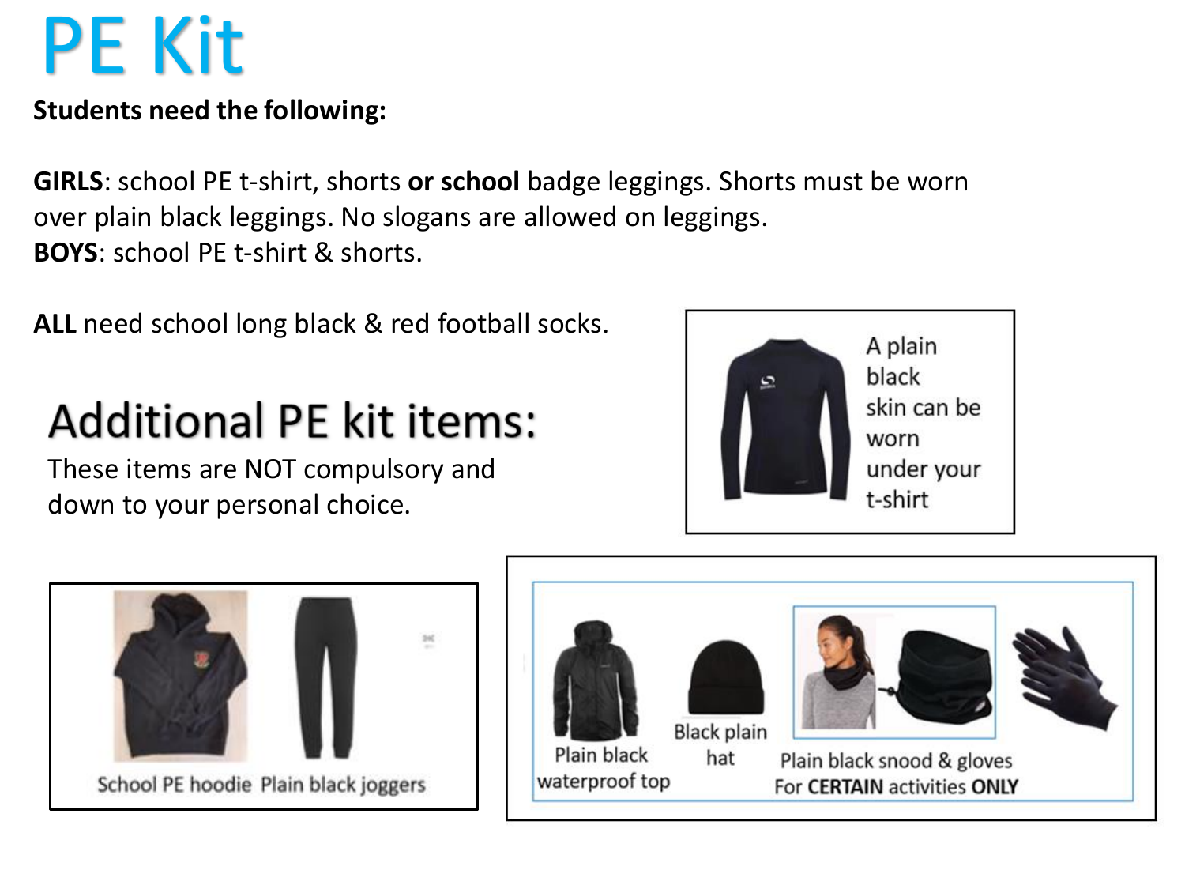# PE Kit

**Students need the following:**

**GIRLS**: school PE t-shirt, shorts **or school** badge leggings. Shorts must be worn over plain black leggings. No slogans are allowed on leggings.
**BOYS**: school PE t-shirt & shorts.

**ALL** need school long black & red football socks.

A plain black skin can be worn under your t-shirt

## Additional PE kit items:

These items are NOT compulsory and down to your personal choice.

School PE hoodie

Plain black joggers

Plain black waterproof top

Black plain hat

Plain black snood & gloves
For **CERTAIN** activities **ONLY**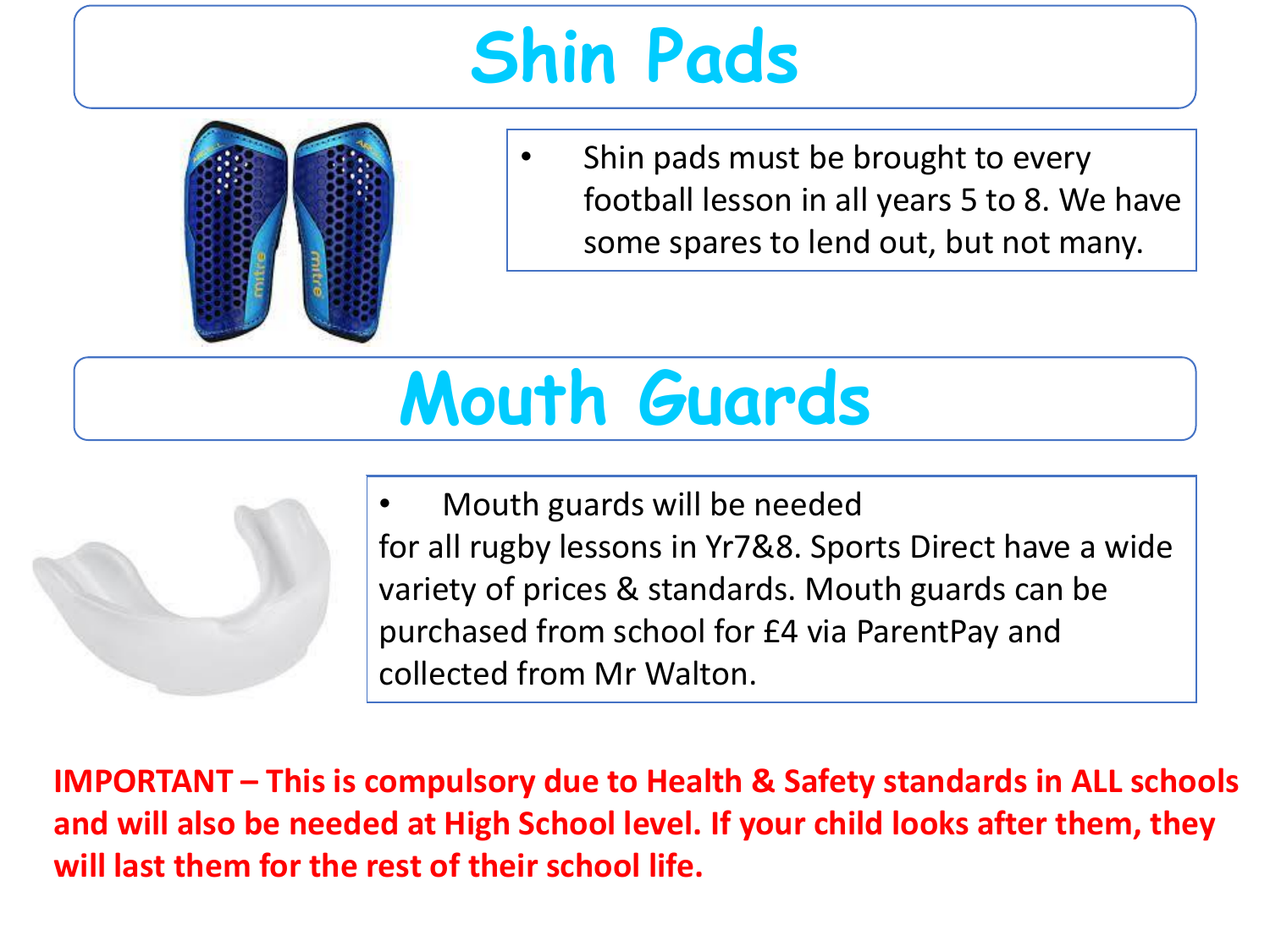# Shin Pads

- Shin pads must be brought to every football lesson in all years 5 to 8. We have some spares to lend out, but not many.

# Mouth Guards

- Mouth guards will be needed for all rugby lessons in Yr7&8. Sports Direct have a wide variety of prices & standards. Mouth guards can be purchased from school for £4 via ParentPay and collected from Mr Walton.

**IMPORTANT – This is compulsory due to Health & Safety standards in ALL schools and will also be needed at High School level. If your child looks after them, they will last them for the rest of their school life.**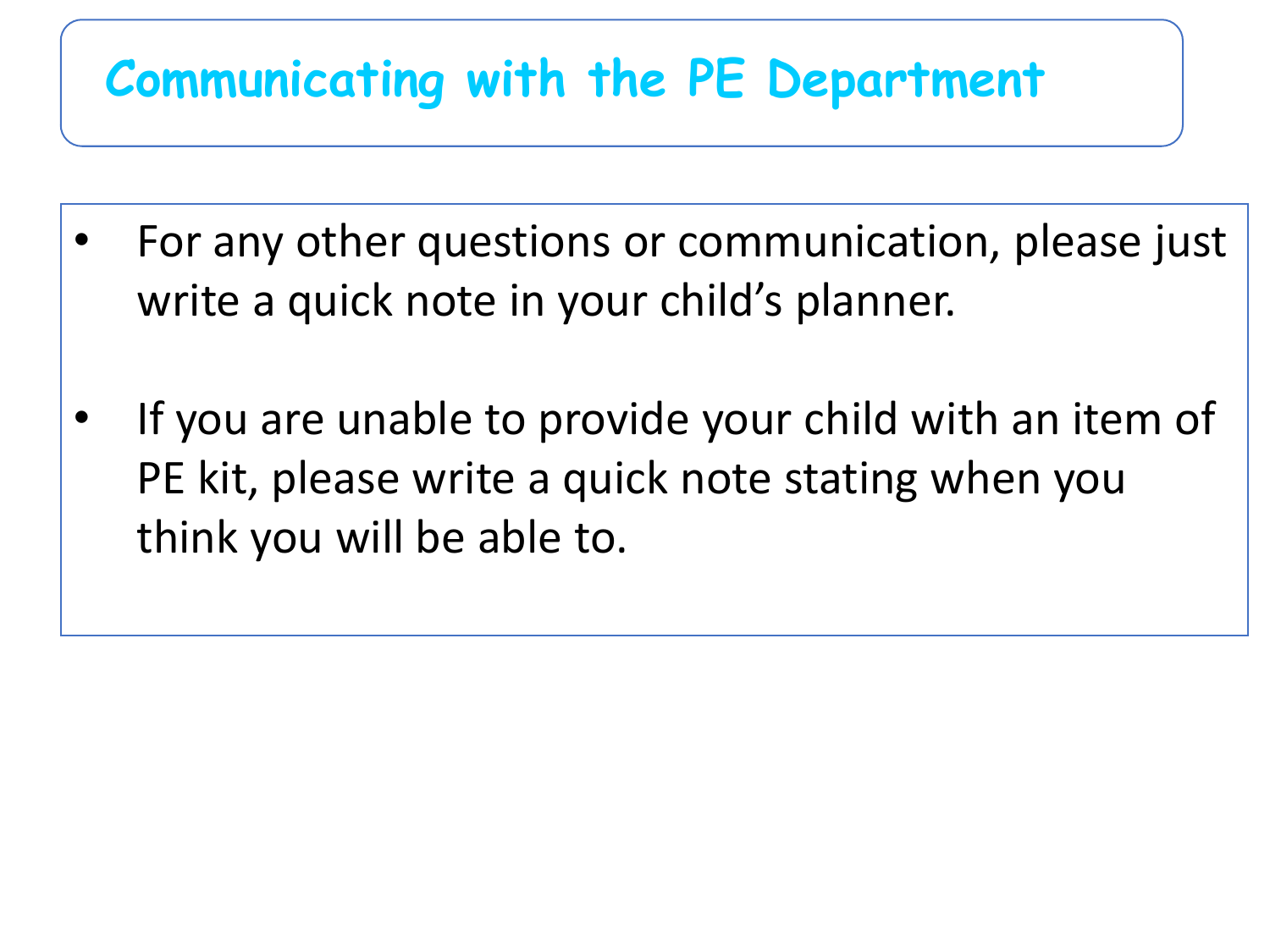# Communicating with the PE Department

- For any other questions or communication, please just write a quick note in your child's planner.
- If you are unable to provide your child with an item of PE kit, please write a quick note stating when you think you will be able to.